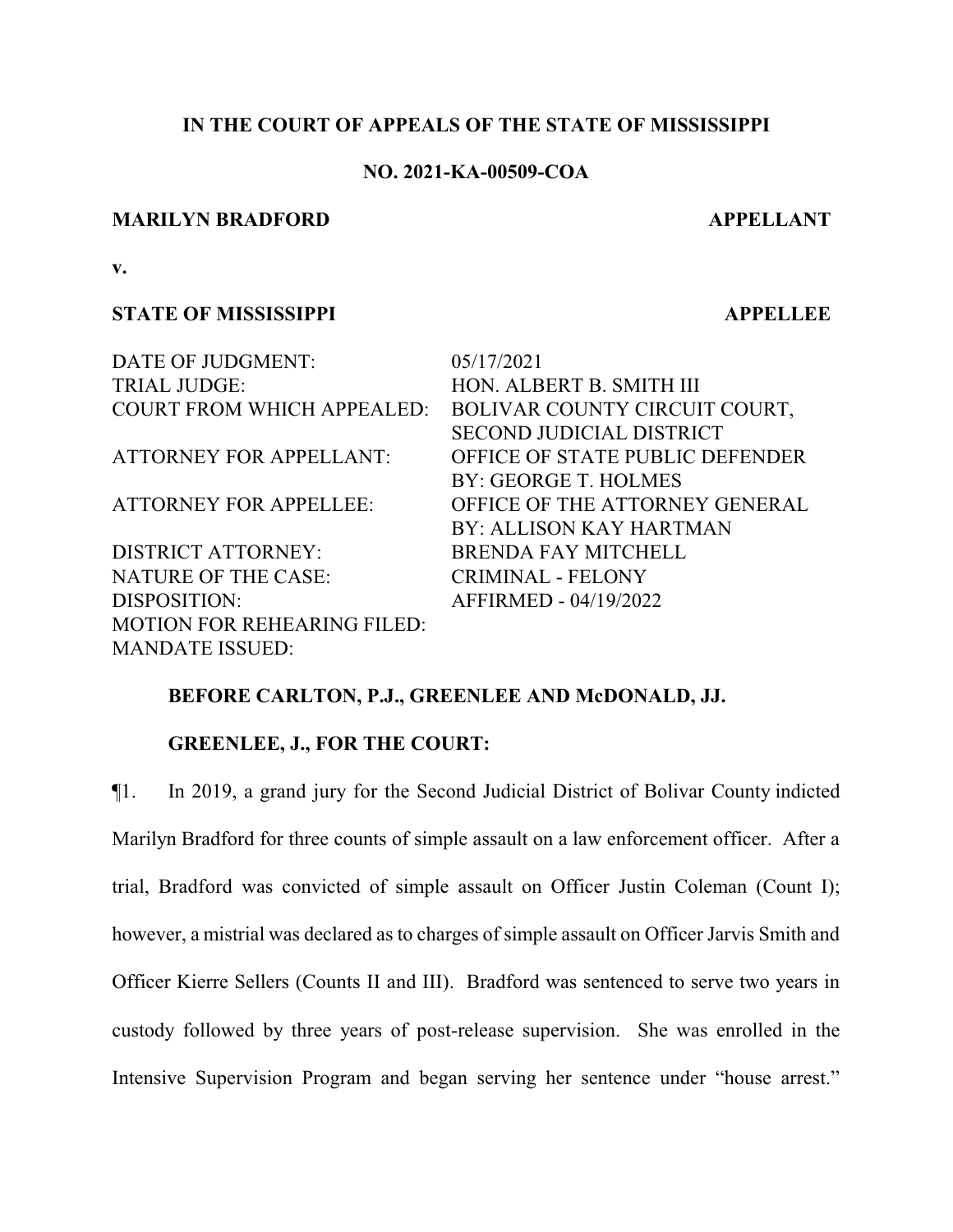**IN THE COURT OF APPEALS OF THE STATE OF MISSISSIPPI**

**NO. 2021-KA-00509-COA**

**MARILYN BRADFORD** **APPELLANT**

**v.**

**STATE OF MISSISSIPPI** **APPELLEE**

| | |
|---|---|
| DATE OF JUDGMENT: | 05/17/2021 |
| TRIAL JUDGE: | HON. ALBERT B. SMITH III |
| COURT FROM WHICH APPEALED: | BOLIVAR COUNTY CIRCUIT COURT, SECOND JUDICIAL DISTRICT |
| ATTORNEY FOR APPELLANT: | OFFICE OF STATE PUBLIC DEFENDER BY: GEORGE T. HOLMES |
| ATTORNEY FOR APPELLEE: | OFFICE OF THE ATTORNEY GENERAL BY: ALLISON KAY HARTMAN |
| DISTRICT ATTORNEY: | BRENDA FAY MITCHELL |
| NATURE OF THE CASE: | CRIMINAL - FELONY |
| DISPOSITION: | AFFIRMED - 04/19/2022 |
| MOTION FOR REHEARING FILED: | |
| MANDATE ISSUED: | |

**BEFORE CARLTON, P.J., GREENLEE AND McDONALD, JJ.**

**GREENLEE, J., FOR THE COURT:**

¶1. In 2019, a grand jury for the Second Judicial District of Bolivar County indicted Marilyn Bradford for three counts of simple assault on a law enforcement officer. After a trial, Bradford was convicted of simple assault on Officer Justin Coleman (Count I); however, a mistrial was declared as to charges of simple assault on Officer Jarvis Smith and Officer Kierre Sellers (Counts II and III). Bradford was sentenced to serve two years in custody followed by three years of post-release supervision. She was enrolled in the Intensive Supervision Program and began serving her sentence under "house arrest."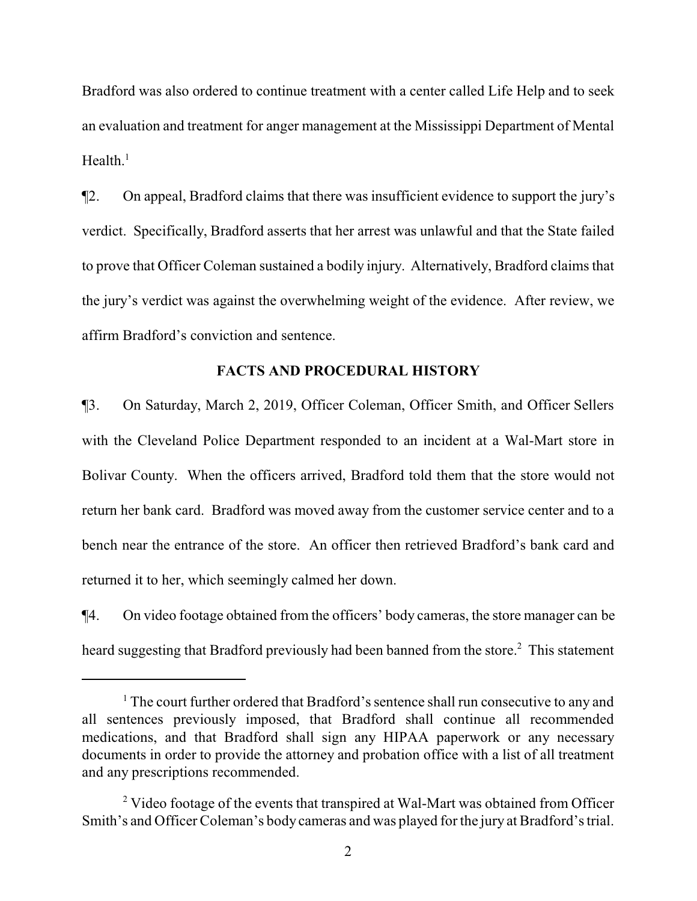Bradford was also ordered to continue treatment with a center called Life Help and to seek an evaluation and treatment for anger management at the Mississippi Department of Mental Health.[1]

¶2. On appeal, Bradford claims that there was insufficient evidence to support the jury's verdict. Specifically, Bradford asserts that her arrest was unlawful and that the State failed to prove that Officer Coleman sustained a bodily injury. Alternatively, Bradford claims that the jury's verdict was against the overwhelming weight of the evidence. After review, we affirm Bradford's conviction and sentence.

## FACTS AND PROCEDURAL HISTORY

¶3. On Saturday, March 2, 2019, Officer Coleman, Officer Smith, and Officer Sellers with the Cleveland Police Department responded to an incident at a Wal-Mart store in Bolivar County. When the officers arrived, Bradford told them that the store would not return her bank card. Bradford was moved away from the customer service center and to a bench near the entrance of the store. An officer then retrieved Bradford's bank card and returned it to her, which seemingly calmed her down.

¶4. On video footage obtained from the officers' body cameras, the store manager can be heard suggesting that Bradford previously had been banned from the store.[2] This statement

---

[1] The court further ordered that Bradford's sentence shall run consecutive to any and all sentences previously imposed, that Bradford shall continue all recommended medications, and that Bradford shall sign any HIPAA paperwork or any necessary documents in order to provide the attorney and probation office with a list of all treatment and any prescriptions recommended.

[2] Video footage of the events that transpired at Wal-Mart was obtained from Officer Smith's and Officer Coleman's body cameras and was played for the jury at Bradford's trial.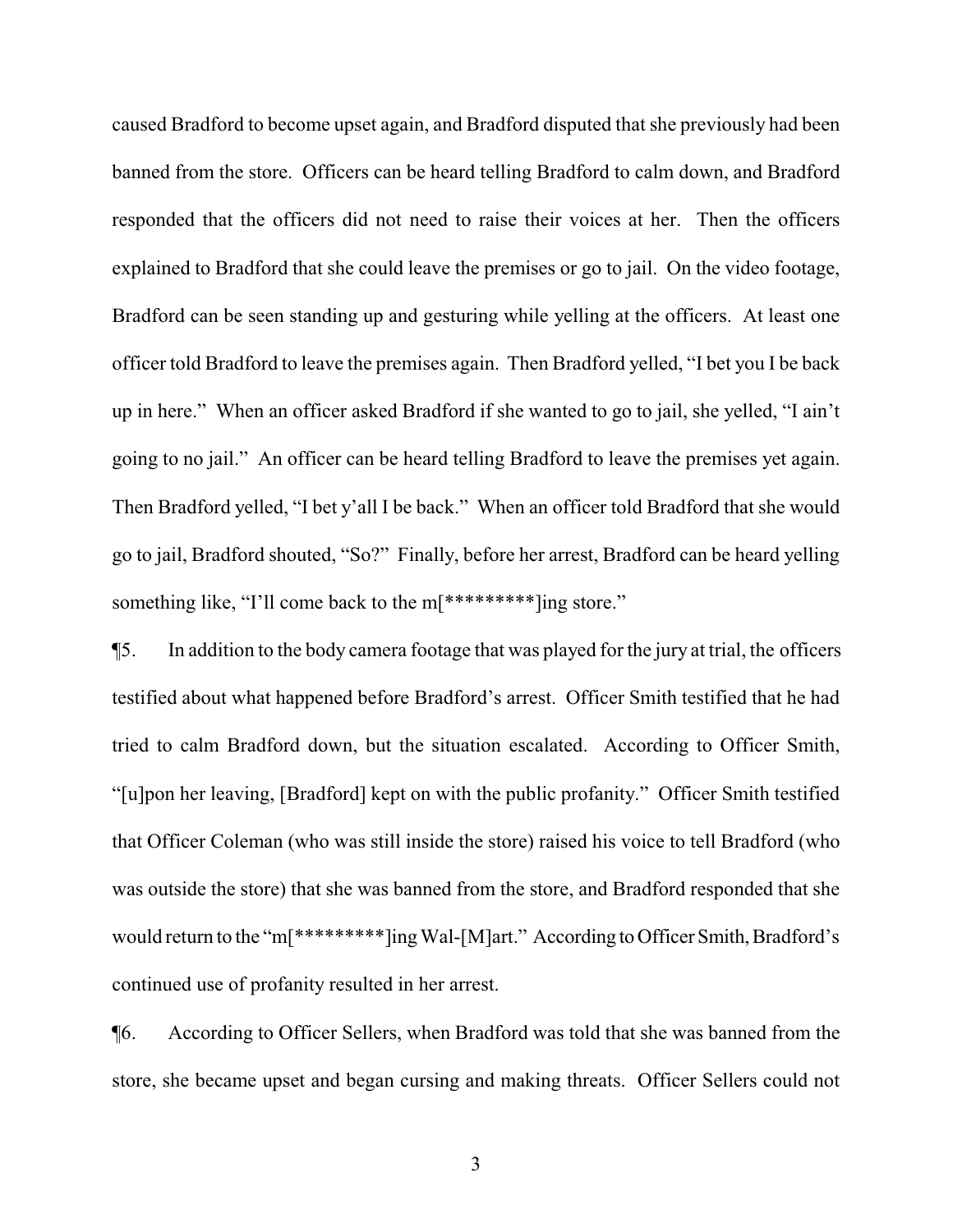caused Bradford to become upset again, and Bradford disputed that she previously had been banned from the store. Officers can be heard telling Bradford to calm down, and Bradford responded that the officers did not need to raise their voices at her. Then the officers explained to Bradford that she could leave the premises or go to jail. On the video footage, Bradford can be seen standing up and gesturing while yelling at the officers. At least one officer told Bradford to leave the premises again. Then Bradford yelled, "I bet you I be back up in here." When an officer asked Bradford if she wanted to go to jail, she yelled, "I ain't going to no jail." An officer can be heard telling Bradford to leave the premises yet again. Then Bradford yelled, "I bet y'all I be back." When an officer told Bradford that she would go to jail, Bradford shouted, "So?" Finally, before her arrest, Bradford can be heard yelling something like, "I'll come back to the m[*********]ing store."

¶5. In addition to the body camera footage that was played for the jury at trial, the officers testified about what happened before Bradford's arrest. Officer Smith testified that he had tried to calm Bradford down, but the situation escalated. According to Officer Smith, "[u]pon her leaving, [Bradford] kept on with the public profanity." Officer Smith testified that Officer Coleman (who was still inside the store) raised his voice to tell Bradford (who was outside the store) that she was banned from the store, and Bradford responded that she would return to the "m[*********]ing Wal-[M]art." According to Officer Smith, Bradford's continued use of profanity resulted in her arrest.

¶6. According to Officer Sellers, when Bradford was told that she was banned from the store, she became upset and began cursing and making threats. Officer Sellers could not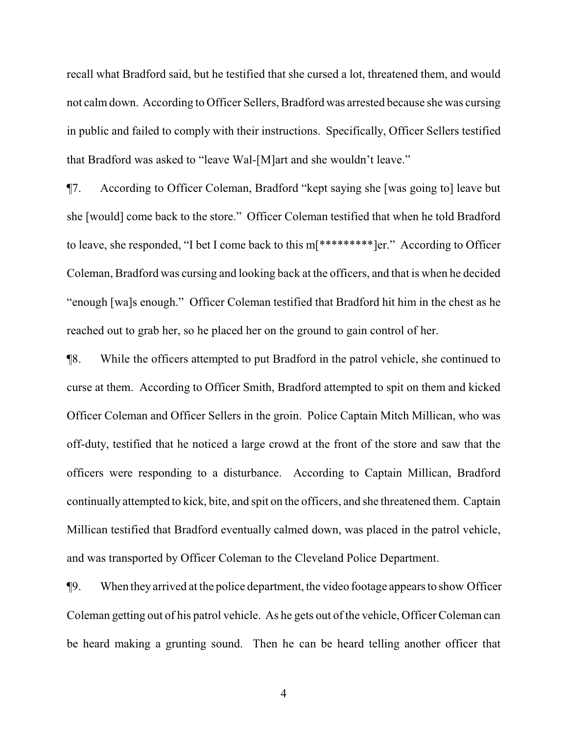recall what Bradford said, but he testified that she cursed a lot, threatened them, and would not calm down. According to Officer Sellers, Bradford was arrested because she was cursing in public and failed to comply with their instructions. Specifically, Officer Sellers testified that Bradford was asked to "leave Wal-[M]art and she wouldn't leave."

¶7. According to Officer Coleman, Bradford "kept saying she [was going to] leave but she [would] come back to the store." Officer Coleman testified that when he told Bradford to leave, she responded, "I bet I come back to this m[*********]er." According to Officer Coleman, Bradford was cursing and looking back at the officers, and that is when he decided "enough [wa]s enough." Officer Coleman testified that Bradford hit him in the chest as he reached out to grab her, so he placed her on the ground to gain control of her.

¶8. While the officers attempted to put Bradford in the patrol vehicle, she continued to curse at them. According to Officer Smith, Bradford attempted to spit on them and kicked Officer Coleman and Officer Sellers in the groin. Police Captain Mitch Millican, who was off-duty, testified that he noticed a large crowd at the front of the store and saw that the officers were responding to a disturbance. According to Captain Millican, Bradford continually attempted to kick, bite, and spit on the officers, and she threatened them. Captain Millican testified that Bradford eventually calmed down, was placed in the patrol vehicle, and was transported by Officer Coleman to the Cleveland Police Department.

¶9. When they arrived at the police department, the video footage appears to show Officer Coleman getting out of his patrol vehicle. As he gets out of the vehicle, Officer Coleman can be heard making a grunting sound. Then he can be heard telling another officer that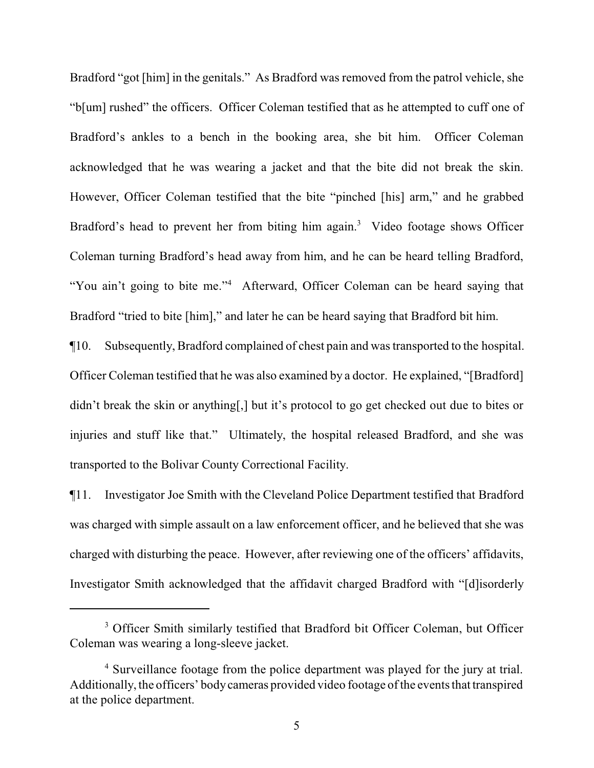Bradford "got [him] in the genitals." As Bradford was removed from the patrol vehicle, she "b[um] rushed" the officers. Officer Coleman testified that as he attempted to cuff one of Bradford's ankles to a bench in the booking area, she bit him. Officer Coleman acknowledged that he was wearing a jacket and that the bite did not break the skin. However, Officer Coleman testified that the bite "pinched [his] arm," and he grabbed Bradford's head to prevent her from biting him again.[3] Video footage shows Officer Coleman turning Bradford's head away from him, and he can be heard telling Bradford, "You ain't going to bite me."[4] Afterward, Officer Coleman can be heard saying that Bradford "tried to bite [him]," and later he can be heard saying that Bradford bit him.

¶10. Subsequently, Bradford complained of chest pain and was transported to the hospital. Officer Coleman testified that he was also examined by a doctor. He explained, "[Bradford] didn't break the skin or anything[,] but it's protocol to go get checked out due to bites or injuries and stuff like that." Ultimately, the hospital released Bradford, and she was transported to the Bolivar County Correctional Facility.

¶11. Investigator Joe Smith with the Cleveland Police Department testified that Bradford was charged with simple assault on a law enforcement officer, and he believed that she was charged with disturbing the peace. However, after reviewing one of the officers' affidavits, Investigator Smith acknowledged that the affidavit charged Bradford with "[d]isorderly

---

[3] Officer Smith similarly testified that Bradford bit Officer Coleman, but Officer Coleman was wearing a long-sleeve jacket.

[4] Surveillance footage from the police department was played for the jury at trial. Additionally, the officers' body cameras provided video footage of the events that transpired at the police department.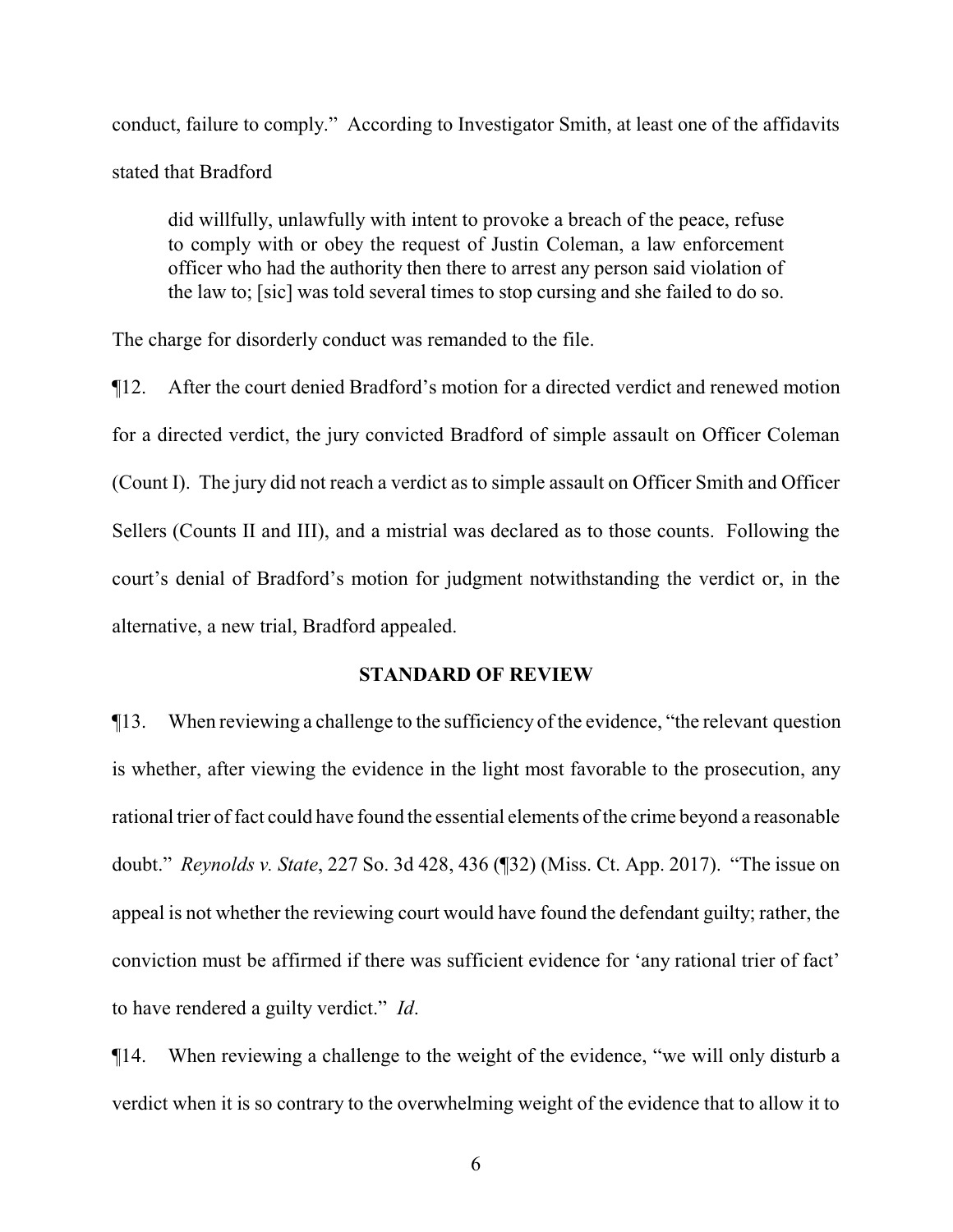conduct, failure to comply." According to Investigator Smith, at least one of the affidavits stated that Bradford

> did willfully, unlawfully with intent to provoke a breach of the peace, refuse to comply with or obey the request of Justin Coleman, a law enforcement officer who had the authority then there to arrest any person said violation of the law to; [sic] was told several times to stop cursing and she failed to do so.

The charge for disorderly conduct was remanded to the file.

¶12. After the court denied Bradford's motion for a directed verdict and renewed motion for a directed verdict, the jury convicted Bradford of simple assault on Officer Coleman (Count I). The jury did not reach a verdict as to simple assault on Officer Smith and Officer Sellers (Counts II and III), and a mistrial was declared as to those counts. Following the court's denial of Bradford's motion for judgment notwithstanding the verdict or, in the alternative, a new trial, Bradford appealed.

## STANDARD OF REVIEW

¶13. When reviewing a challenge to the sufficiency of the evidence, "the relevant question is whether, after viewing the evidence in the light most favorable to the prosecution, any rational trier of fact could have found the essential elements of the crime beyond a reasonable doubt." *Reynolds v. State*, 227 So. 3d 428, 436 (¶32) (Miss. Ct. App. 2017). "The issue on appeal is not whether the reviewing court would have found the defendant guilty; rather, the conviction must be affirmed if there was sufficient evidence for 'any rational trier of fact' to have rendered a guilty verdict." *Id*.

¶14. When reviewing a challenge to the weight of the evidence, "we will only disturb a verdict when it is so contrary to the overwhelming weight of the evidence that to allow it to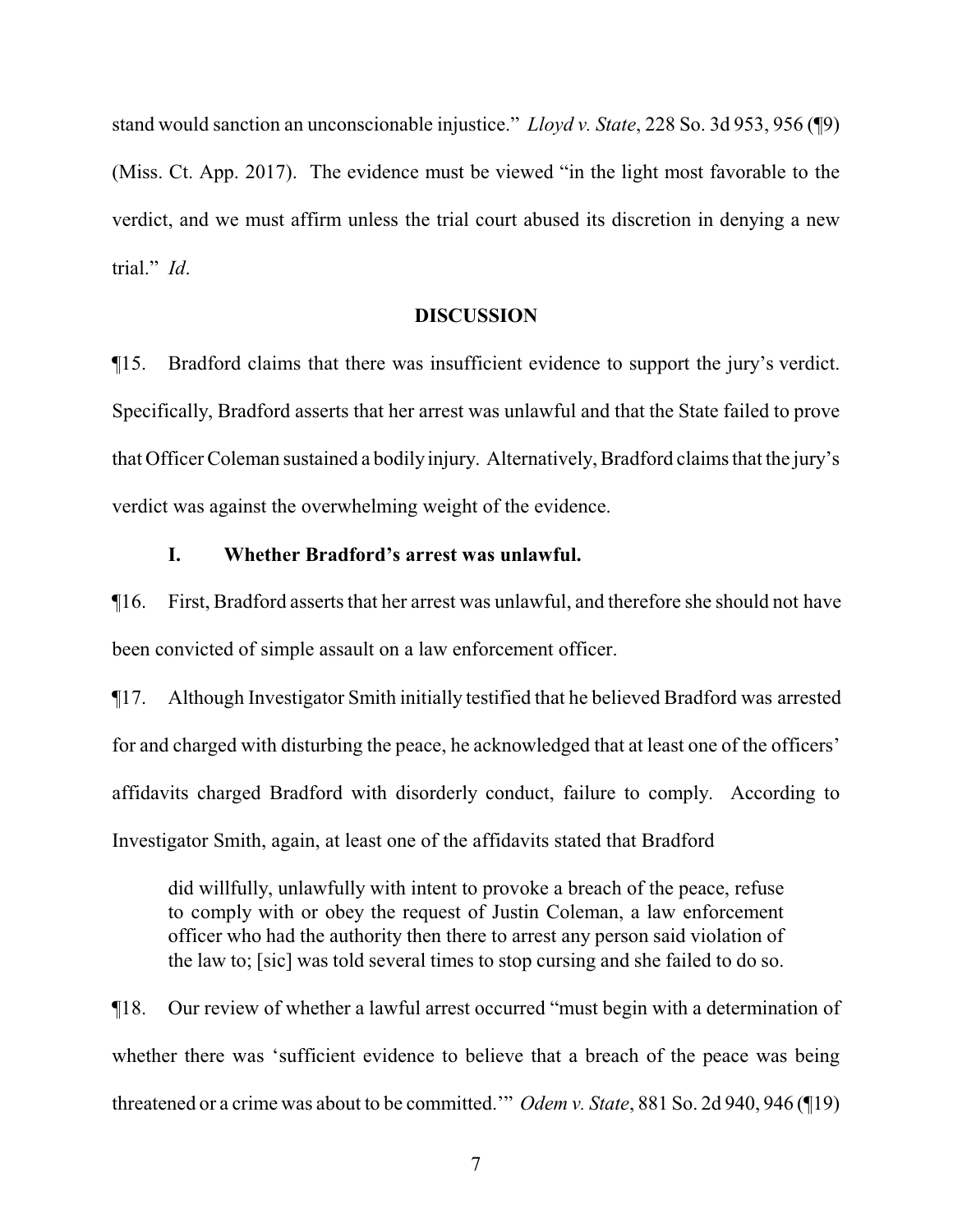stand would sanction an unconscionable injustice." *Lloyd v. State*, 228 So. 3d 953, 956 (¶9) (Miss. Ct. App. 2017). The evidence must be viewed "in the light most favorable to the verdict, and we must affirm unless the trial court abused its discretion in denying a new trial." *Id*.

## DISCUSSION

¶15. Bradford claims that there was insufficient evidence to support the jury's verdict. Specifically, Bradford asserts that her arrest was unlawful and that the State failed to prove that Officer Coleman sustained a bodily injury. Alternatively, Bradford claims that the jury's verdict was against the overwhelming weight of the evidence.

### I. Whether Bradford's arrest was unlawful.

¶16. First, Bradford asserts that her arrest was unlawful, and therefore she should not have been convicted of simple assault on a law enforcement officer.

¶17. Although Investigator Smith initially testified that he believed Bradford was arrested for and charged with disturbing the peace, he acknowledged that at least one of the officers' affidavits charged Bradford with disorderly conduct, failure to comply. According to Investigator Smith, again, at least one of the affidavits stated that Bradford

> did willfully, unlawfully with intent to provoke a breach of the peace, refuse to comply with or obey the request of Justin Coleman, a law enforcement officer who had the authority then there to arrest any person said violation of the law to; [sic] was told several times to stop cursing and she failed to do so.

¶18. Our review of whether a lawful arrest occurred "must begin with a determination of whether there was 'sufficient evidence to believe that a breach of the peace was being threatened or a crime was about to be committed.'" *Odem v. State*, 881 So. 2d 940, 946 (¶19)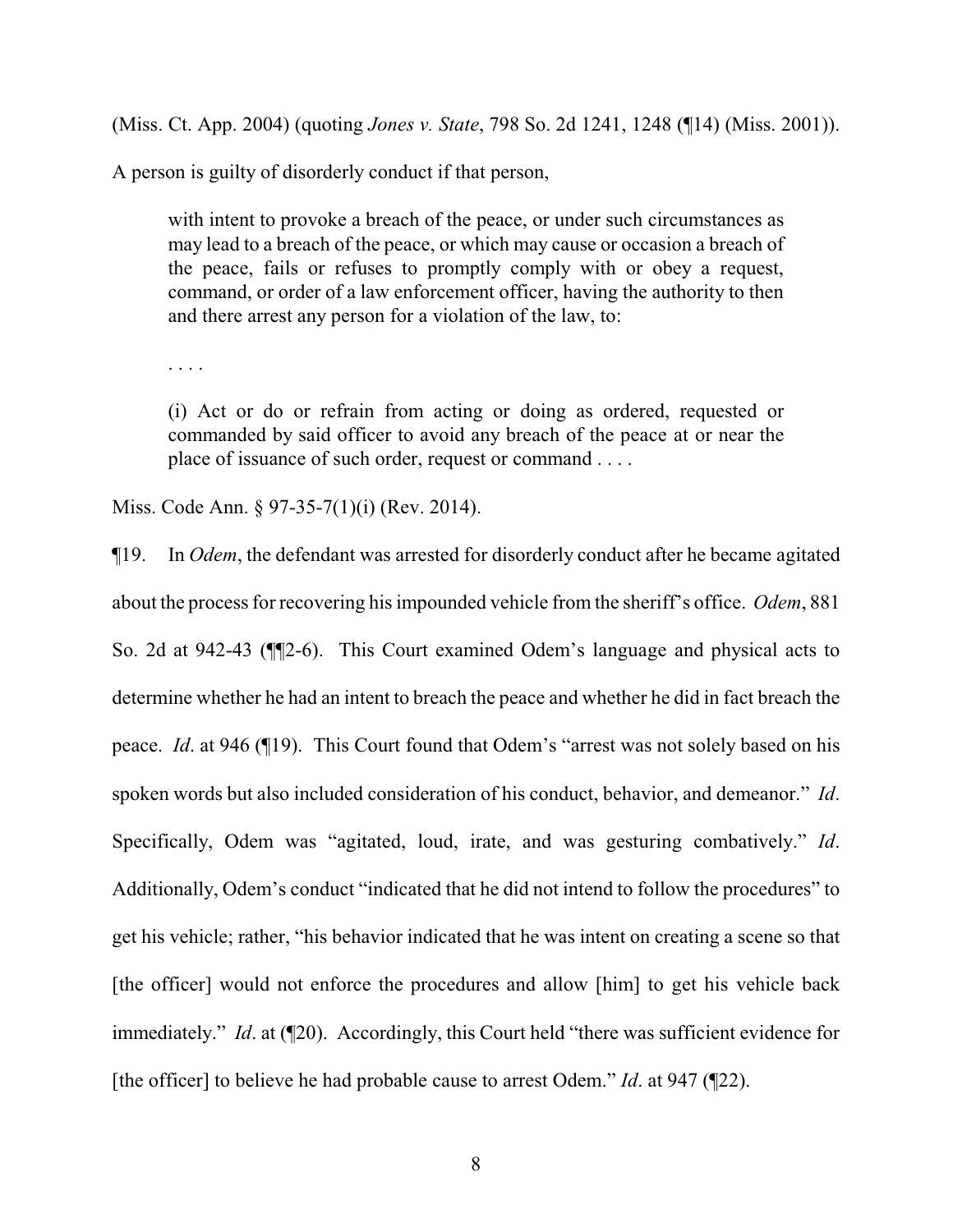(Miss. Ct. App. 2004) (quoting *Jones v. State*, 798 So. 2d 1241, 1248 (¶14) (Miss. 2001)). A person is guilty of disorderly conduct if that person,

> with intent to provoke a breach of the peace, or under such circumstances as may lead to a breach of the peace, or which may cause or occasion a breach of the peace, fails or refuses to promptly comply with or obey a request, command, or order of a law enforcement officer, having the authority to then and there arrest any person for a violation of the law, to:
>
> . . . .
>
> (i) Act or do or refrain from acting or doing as ordered, requested or commanded by said officer to avoid any breach of the peace at or near the place of issuance of such order, request or command . . . .

Miss. Code Ann. § 97-35-7(1)(i) (Rev. 2014).

¶19. In *Odem*, the defendant was arrested for disorderly conduct after he became agitated about the process for recovering his impounded vehicle from the sheriff's office. *Odem*, 881 So. 2d at 942-43 (¶¶2-6). This Court examined Odem's language and physical acts to determine whether he had an intent to breach the peace and whether he did in fact breach the peace. *Id*. at 946 (¶19). This Court found that Odem's "arrest was not solely based on his spoken words but also included consideration of his conduct, behavior, and demeanor." *Id*. Specifically, Odem was "agitated, loud, irate, and was gesturing combatively." *Id*. Additionally, Odem's conduct "indicated that he did not intend to follow the procedures" to get his vehicle; rather, "his behavior indicated that he was intent on creating a scene so that [the officer] would not enforce the procedures and allow [him] to get his vehicle back immediately." *Id*. at (¶20). Accordingly, this Court held "there was sufficient evidence for [the officer] to believe he had probable cause to arrest Odem." *Id*. at 947 (¶22).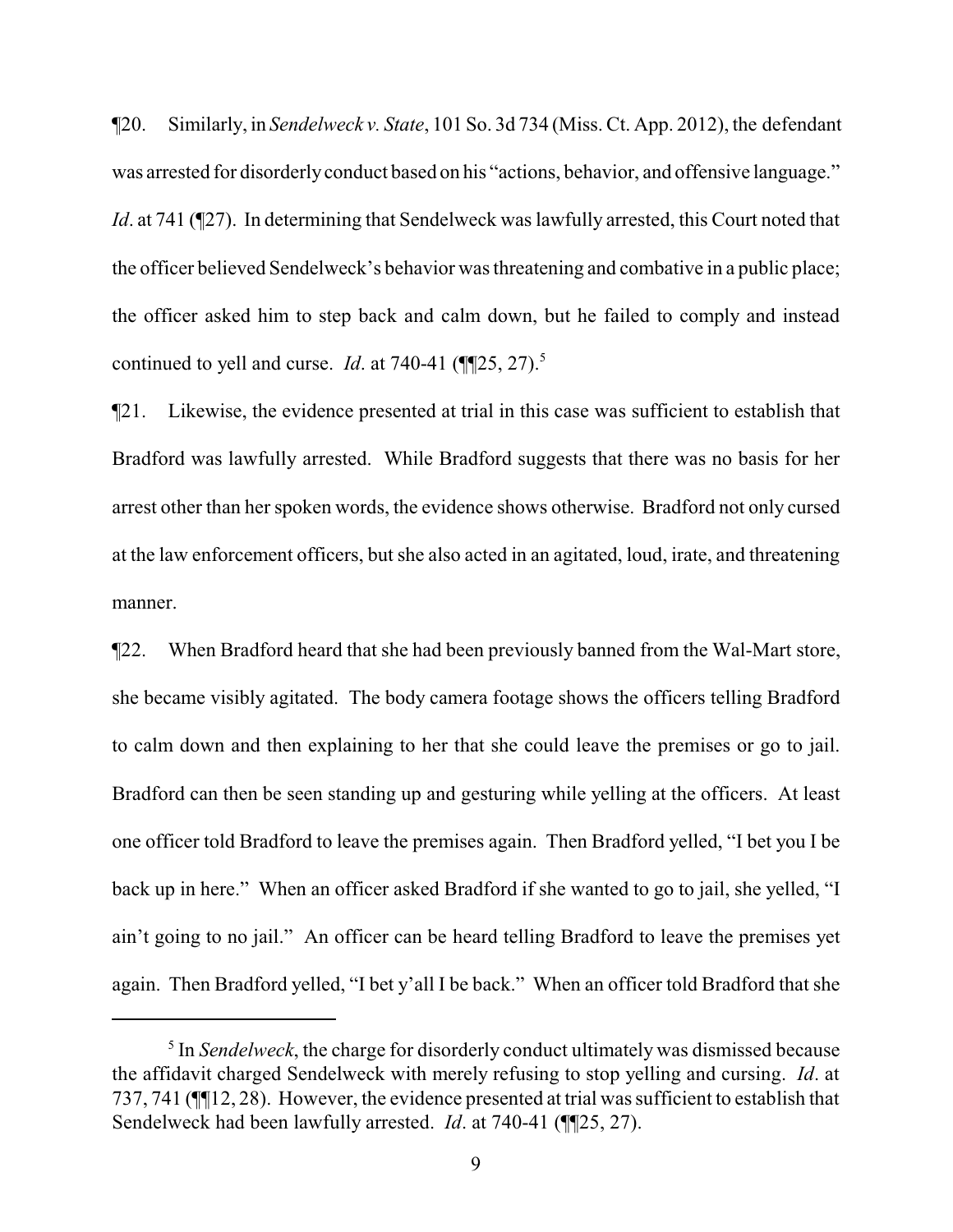¶20. Similarly, in *Sendelweck v. State*, 101 So. 3d 734 (Miss. Ct. App. 2012), the defendant was arrested for disorderly conduct based on his "actions, behavior, and offensive language." *Id*. at 741 (¶27). In determining that Sendelweck was lawfully arrested, this Court noted that the officer believed Sendelweck's behavior was threatening and combative in a public place; the officer asked him to step back and calm down, but he failed to comply and instead continued to yell and curse. *Id*. at 740-41 (¶¶25, 27).[5]

¶21. Likewise, the evidence presented at trial in this case was sufficient to establish that Bradford was lawfully arrested. While Bradford suggests that there was no basis for her arrest other than her spoken words, the evidence shows otherwise. Bradford not only cursed at the law enforcement officers, but she also acted in an agitated, loud, irate, and threatening manner.

¶22. When Bradford heard that she had been previously banned from the Wal-Mart store, she became visibly agitated. The body camera footage shows the officers telling Bradford to calm down and then explaining to her that she could leave the premises or go to jail. Bradford can then be seen standing up and gesturing while yelling at the officers. At least one officer told Bradford to leave the premises again. Then Bradford yelled, "I bet you I be back up in here." When an officer asked Bradford if she wanted to go to jail, she yelled, "I ain't going to no jail." An officer can be heard telling Bradford to leave the premises yet again. Then Bradford yelled, "I bet y'all I be back." When an officer told Bradford that she

---

[5] In *Sendelweck*, the charge for disorderly conduct ultimately was dismissed because the affidavit charged Sendelweck with merely refusing to stop yelling and cursing. *Id*. at 737, 741 (¶¶12, 28). However, the evidence presented at trial was sufficient to establish that Sendelweck had been lawfully arrested. *Id*. at 740-41 (¶¶25, 27).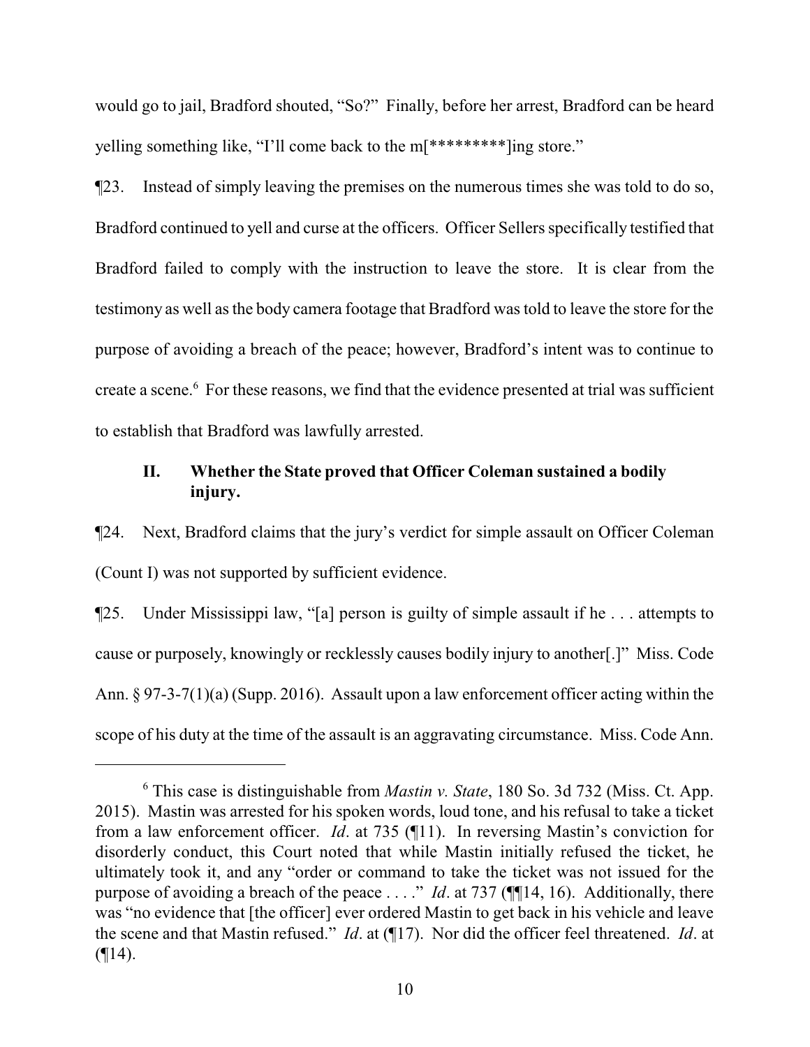would go to jail, Bradford shouted, "So?" Finally, before her arrest, Bradford can be heard yelling something like, "I'll come back to the m[*********]ing store."

¶23. Instead of simply leaving the premises on the numerous times she was told to do so, Bradford continued to yell and curse at the officers. Officer Sellers specifically testified that Bradford failed to comply with the instruction to leave the store. It is clear from the testimony as well as the body camera footage that Bradford was told to leave the store for the purpose of avoiding a breach of the peace; however, Bradford's intent was to continue to create a scene.[6] For these reasons, we find that the evidence presented at trial was sufficient to establish that Bradford was lawfully arrested.

### II. Whether the State proved that Officer Coleman sustained a bodily injury.

¶24. Next, Bradford claims that the jury's verdict for simple assault on Officer Coleman (Count I) was not supported by sufficient evidence.

¶25. Under Mississippi law, "[a] person is guilty of simple assault if he . . . attempts to cause or purposely, knowingly or recklessly causes bodily injury to another[.]" Miss. Code Ann. § 97-3-7(1)(a) (Supp. 2016). Assault upon a law enforcement officer acting within the scope of his duty at the time of the assault is an aggravating circumstance. Miss. Code Ann.

---

[6] This case is distinguishable from *Mastin v. State*, 180 So. 3d 732 (Miss. Ct. App. 2015). Mastin was arrested for his spoken words, loud tone, and his refusal to take a ticket from a law enforcement officer. *Id*. at 735 (¶11). In reversing Mastin's conviction for disorderly conduct, this Court noted that while Mastin initially refused the ticket, he ultimately took it, and any "order or command to take the ticket was not issued for the purpose of avoiding a breach of the peace . . . ." *Id*. at 737 (¶¶14, 16). Additionally, there was "no evidence that [the officer] ever ordered Mastin to get back in his vehicle and leave the scene and that Mastin refused." *Id*. at (¶17). Nor did the officer feel threatened. *Id*. at (¶14).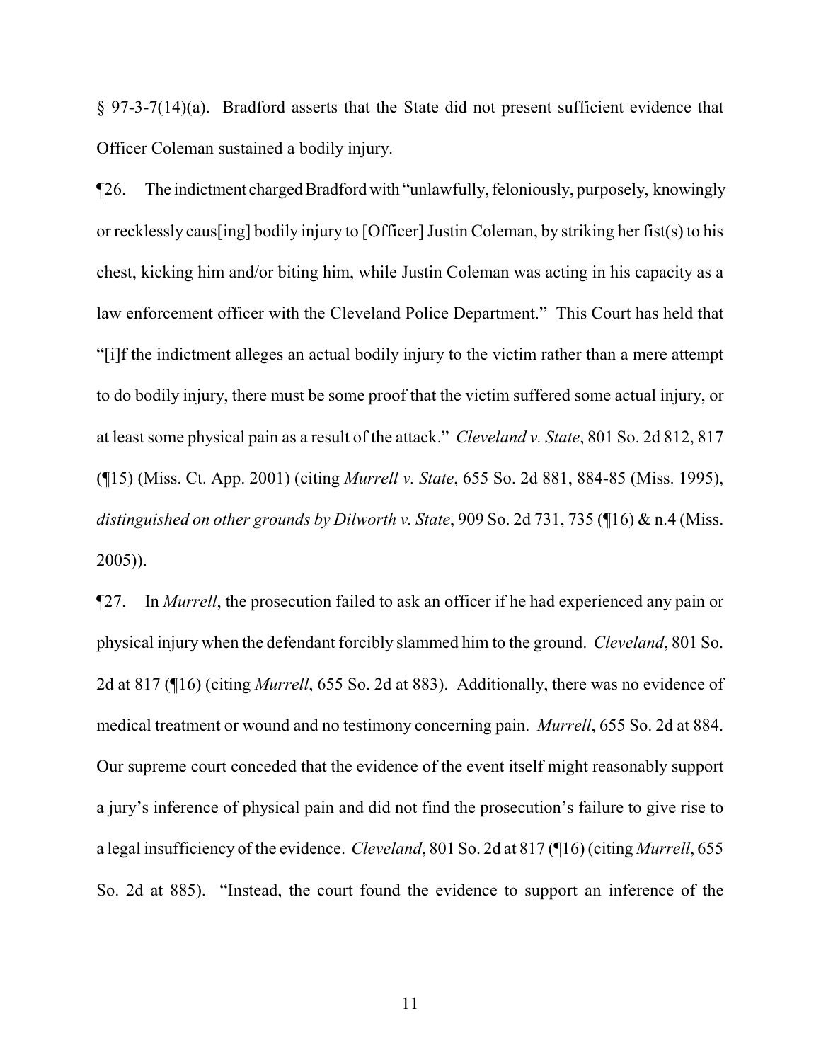§ 97-3-7(14)(a). Bradford asserts that the State did not present sufficient evidence that Officer Coleman sustained a bodily injury.

¶26. The indictment charged Bradford with "unlawfully, feloniously, purposely, knowingly or recklessly caus[ing] bodily injury to [Officer] Justin Coleman, by striking her fist(s) to his chest, kicking him and/or biting him, while Justin Coleman was acting in his capacity as a law enforcement officer with the Cleveland Police Department." This Court has held that "[i]f the indictment alleges an actual bodily injury to the victim rather than a mere attempt to do bodily injury, there must be some proof that the victim suffered some actual injury, or at least some physical pain as a result of the attack." *Cleveland v. State*, 801 So. 2d 812, 817 (¶15) (Miss. Ct. App. 2001) (citing *Murrell v. State*, 655 So. 2d 881, 884-85 (Miss. 1995), *distinguished on other grounds by Dilworth v. State*, 909 So. 2d 731, 735 (¶16) & n.4 (Miss. 2005)).

¶27. In *Murrell*, the prosecution failed to ask an officer if he had experienced any pain or physical injury when the defendant forcibly slammed him to the ground. *Cleveland*, 801 So. 2d at 817 (¶16) (citing *Murrell*, 655 So. 2d at 883). Additionally, there was no evidence of medical treatment or wound and no testimony concerning pain. *Murrell*, 655 So. 2d at 884. Our supreme court conceded that the evidence of the event itself might reasonably support a jury's inference of physical pain and did not find the prosecution's failure to give rise to a legal insufficiency of the evidence. *Cleveland*, 801 So. 2d at 817 (¶16) (citing *Murrell*, 655 So. 2d at 885). "Instead, the court found the evidence to support an inference of the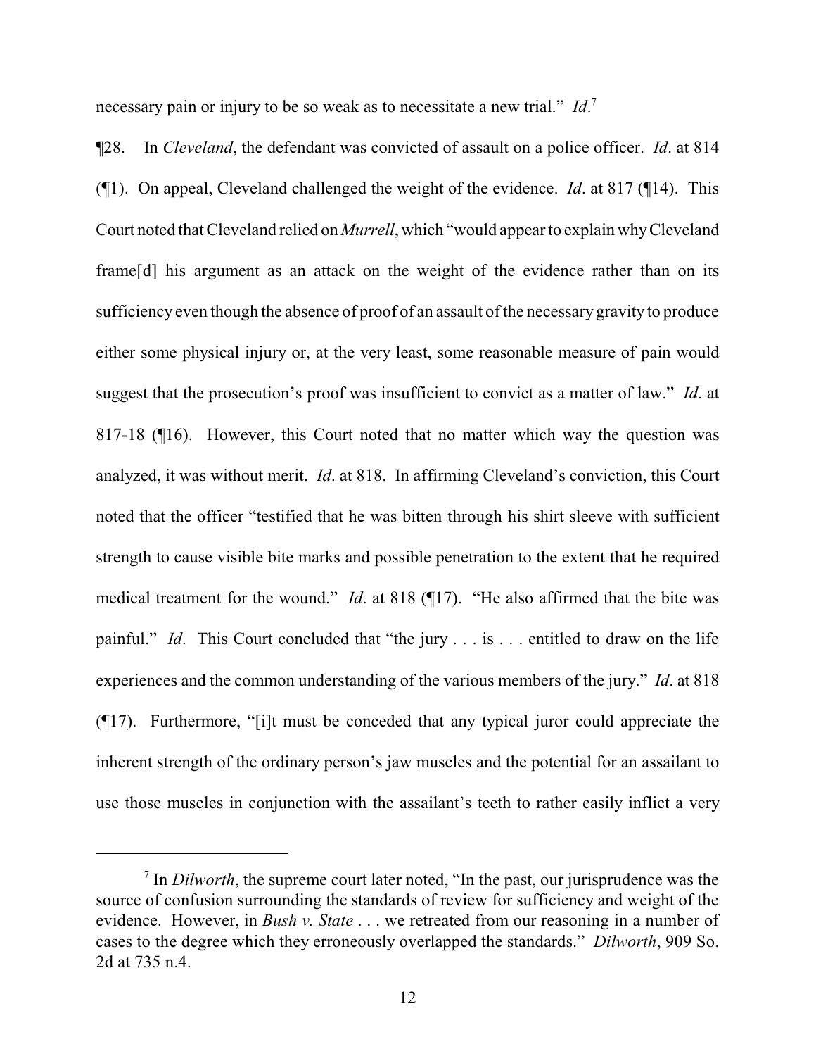necessary pain or injury to be so weak as to necessitate a new trial." *Id*.[7]

¶28. In *Cleveland*, the defendant was convicted of assault on a police officer. *Id*. at 814 (¶1). On appeal, Cleveland challenged the weight of the evidence. *Id*. at 817 (¶14). This Court noted that Cleveland relied on *Murrell*, which "would appear to explain why Cleveland frame[d] his argument as an attack on the weight of the evidence rather than on its sufficiency even though the absence of proof of an assault of the necessary gravity to produce either some physical injury or, at the very least, some reasonable measure of pain would suggest that the prosecution's proof was insufficient to convict as a matter of law." *Id*. at 817-18 (¶16). However, this Court noted that no matter which way the question was analyzed, it was without merit. *Id*. at 818. In affirming Cleveland's conviction, this Court noted that the officer "testified that he was bitten through his shirt sleeve with sufficient strength to cause visible bite marks and possible penetration to the extent that he required medical treatment for the wound." *Id*. at 818 (¶17). "He also affirmed that the bite was painful." *Id*. This Court concluded that "the jury . . . is . . . entitled to draw on the life experiences and the common understanding of the various members of the jury." *Id*. at 818 (¶17). Furthermore, "[i]t must be conceded that any typical juror could appreciate the inherent strength of the ordinary person's jaw muscles and the potential for an assailant to use those muscles in conjunction with the assailant's teeth to rather easily inflict a very

---

[7] In *Dilworth*, the supreme court later noted, "In the past, our jurisprudence was the source of confusion surrounding the standards of review for sufficiency and weight of the evidence. However, in *Bush v. State* . . . we retreated from our reasoning in a number of cases to the degree which they erroneously overlapped the standards." *Dilworth*, 909 So. 2d at 735 n.4.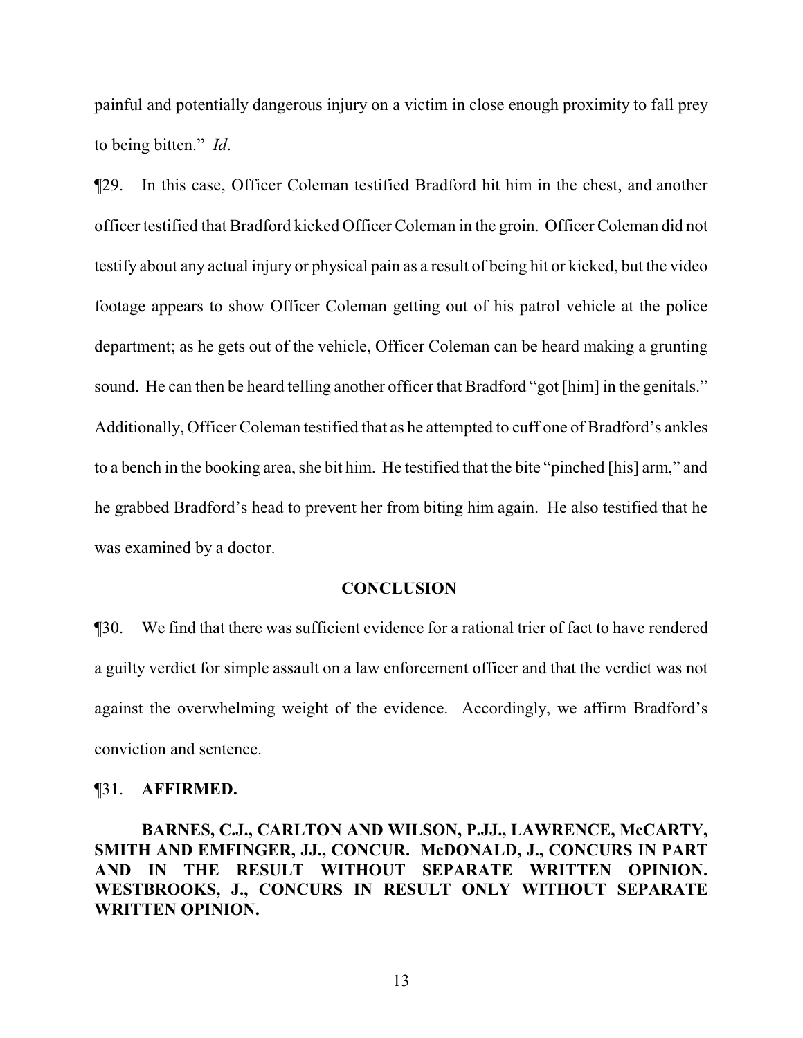painful and potentially dangerous injury on a victim in close enough proximity to fall prey to being bitten." *Id*.

¶29. In this case, Officer Coleman testified Bradford hit him in the chest, and another officer testified that Bradford kicked Officer Coleman in the groin. Officer Coleman did not testify about any actual injury or physical pain as a result of being hit or kicked, but the video footage appears to show Officer Coleman getting out of his patrol vehicle at the police department; as he gets out of the vehicle, Officer Coleman can be heard making a grunting sound. He can then be heard telling another officer that Bradford "got [him] in the genitals." Additionally, Officer Coleman testified that as he attempted to cuff one of Bradford's ankles to a bench in the booking area, she bit him. He testified that the bite "pinched [his] arm," and he grabbed Bradford's head to prevent her from biting him again. He also testified that he was examined by a doctor.

## CONCLUSION

¶30. We find that there was sufficient evidence for a rational trier of fact to have rendered a guilty verdict for simple assault on a law enforcement officer and that the verdict was not against the overwhelming weight of the evidence. Accordingly, we affirm Bradford's conviction and sentence.

¶31. **AFFIRMED.**

**BARNES, C.J., CARLTON AND WILSON, P.JJ., LAWRENCE, McCARTY, SMITH AND EMFINGER, JJ., CONCUR. McDONALD, J., CONCURS IN PART AND IN THE RESULT WITHOUT SEPARATE WRITTEN OPINION. WESTBROOKS, J., CONCURS IN RESULT ONLY WITHOUT SEPARATE WRITTEN OPINION.**